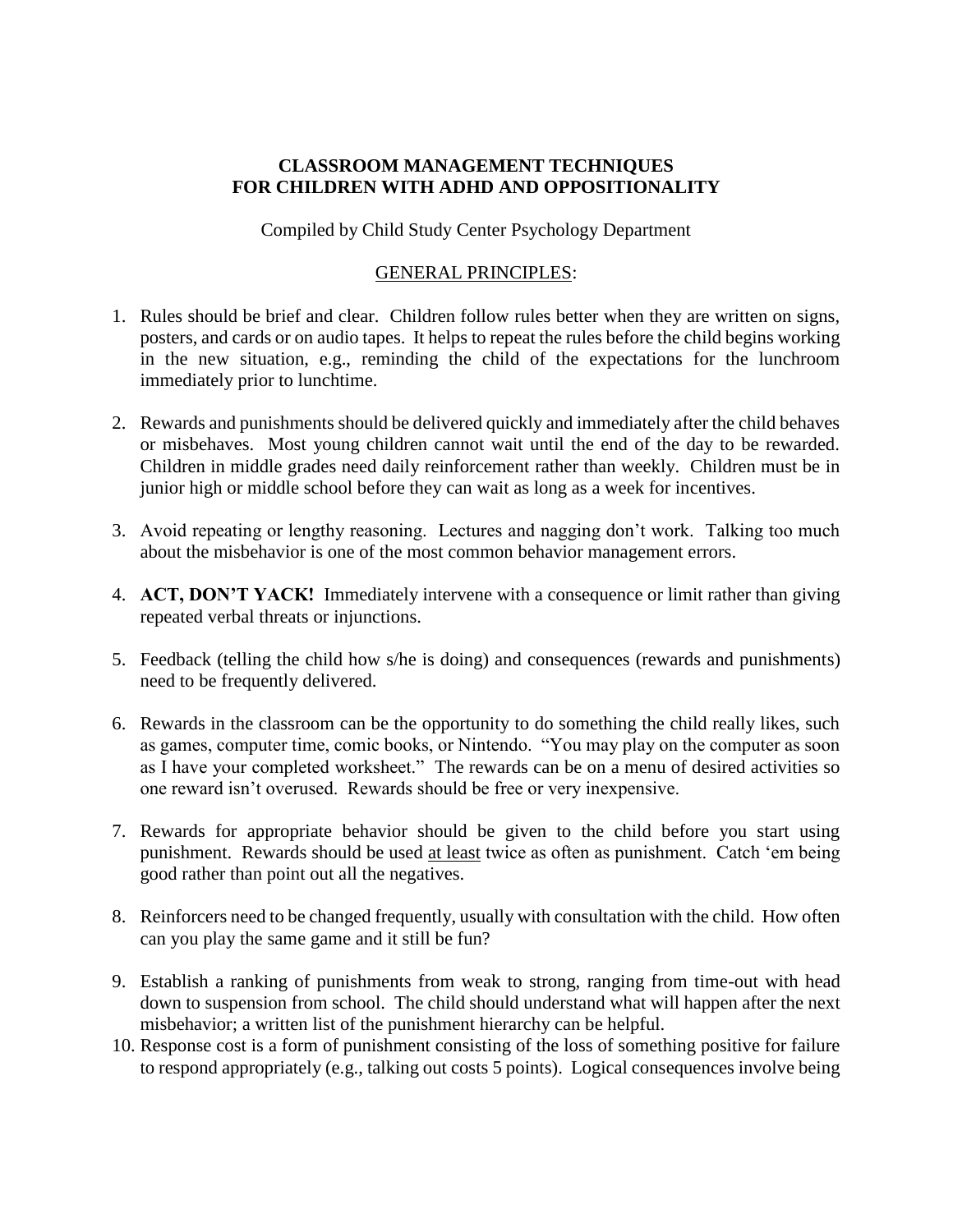# CLASSROOM MANAGEMENT TECHNIQUES FOR CHILDREN WITH ADHD AND OPPOSITIONALITY

Compiled by Child Study Center Psychology Department

## GENERAL PRINCIPLES:

1. Rules should be brief and clear. Children follow rules better when they are written on signs, posters, and cards or on audio tapes. It helps to repeat the rules before the child begins working in the new situation, e.g., reminding the child of the expectations for the lunchroom immediately prior to lunchtime.

2. Rewards and punishments should be delivered quickly and immediately after the child behaves or misbehaves. Most young children cannot wait until the end of the day to be rewarded. Children in middle grades need daily reinforcement rather than weekly. Children must be in junior high or middle school before they can wait as long as a week for incentives.

3. Avoid repeating or lengthy reasoning. Lectures and nagging don't work. Talking too much about the misbehavior is one of the most common behavior management errors.

4. **ACT, DON'T YACK!** Immediately intervene with a consequence or limit rather than giving repeated verbal threats or injunctions.

5. Feedback (telling the child how s/he is doing) and consequences (rewards and punishments) need to be frequently delivered.

6. Rewards in the classroom can be the opportunity to do something the child really likes, such as games, computer time, comic books, or Nintendo. "You may play on the computer as soon as I have your completed worksheet." The rewards can be on a menu of desired activities so one reward isn't overused. Rewards should be free or very inexpensive.

7. Rewards for appropriate behavior should be given to the child before you start using punishment. Rewards should be used at least twice as often as punishment. Catch 'em being good rather than point out all the negatives.

8. Reinforcers need to be changed frequently, usually with consultation with the child. How often can you play the same game and it still be fun?

9. Establish a ranking of punishments from weak to strong, ranging from time-out with head down to suspension from school. The child should understand what will happen after the next misbehavior; a written list of the punishment hierarchy can be helpful.

10. Response cost is a form of punishment consisting of the loss of something positive for failure to respond appropriately (e.g., talking out costs 5 points). Logical consequences involve being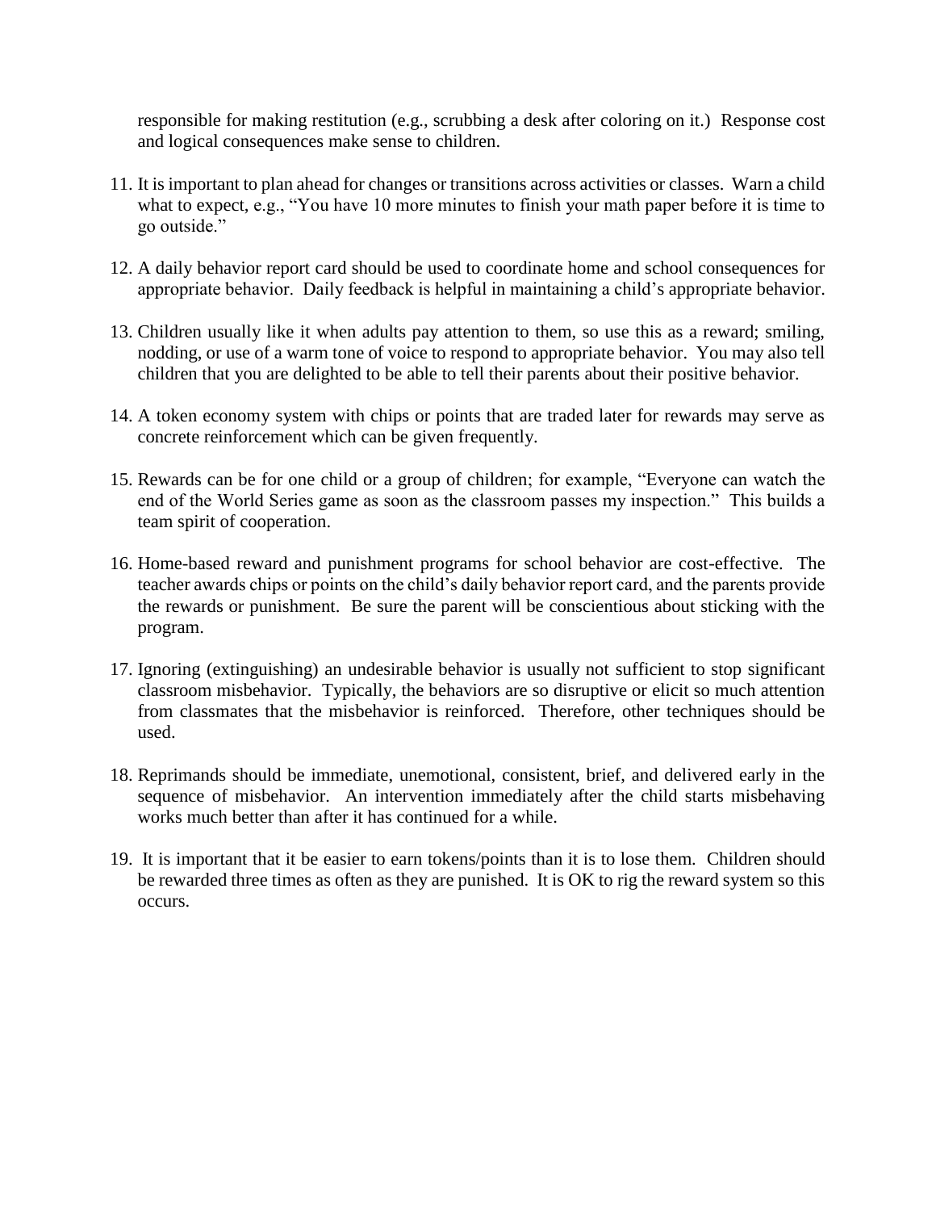responsible for making restitution (e.g., scrubbing a desk after coloring on it.) Response cost and logical consequences make sense to children.

11. It is important to plan ahead for changes or transitions across activities or classes. Warn a child what to expect, e.g., "You have 10 more minutes to finish your math paper before it is time to go outside."

12. A daily behavior report card should be used to coordinate home and school consequences for appropriate behavior. Daily feedback is helpful in maintaining a child's appropriate behavior.

13. Children usually like it when adults pay attention to them, so use this as a reward; smiling, nodding, or use of a warm tone of voice to respond to appropriate behavior. You may also tell children that you are delighted to be able to tell their parents about their positive behavior.

14. A token economy system with chips or points that are traded later for rewards may serve as concrete reinforcement which can be given frequently.

15. Rewards can be for one child or a group of children; for example, "Everyone can watch the end of the World Series game as soon as the classroom passes my inspection." This builds a team spirit of cooperation.

16. Home-based reward and punishment programs for school behavior are cost-effective. The teacher awards chips or points on the child's daily behavior report card, and the parents provide the rewards or punishment. Be sure the parent will be conscientious about sticking with the program.

17. Ignoring (extinguishing) an undesirable behavior is usually not sufficient to stop significant classroom misbehavior. Typically, the behaviors are so disruptive or elicit so much attention from classmates that the misbehavior is reinforced. Therefore, other techniques should be used.

18. Reprimands should be immediate, unemotional, consistent, brief, and delivered early in the sequence of misbehavior. An intervention immediately after the child starts misbehaving works much better than after it has continued for a while.

19. It is important that it be easier to earn tokens/points than it is to lose them. Children should be rewarded three times as often as they are punished. It is OK to rig the reward system so this occurs.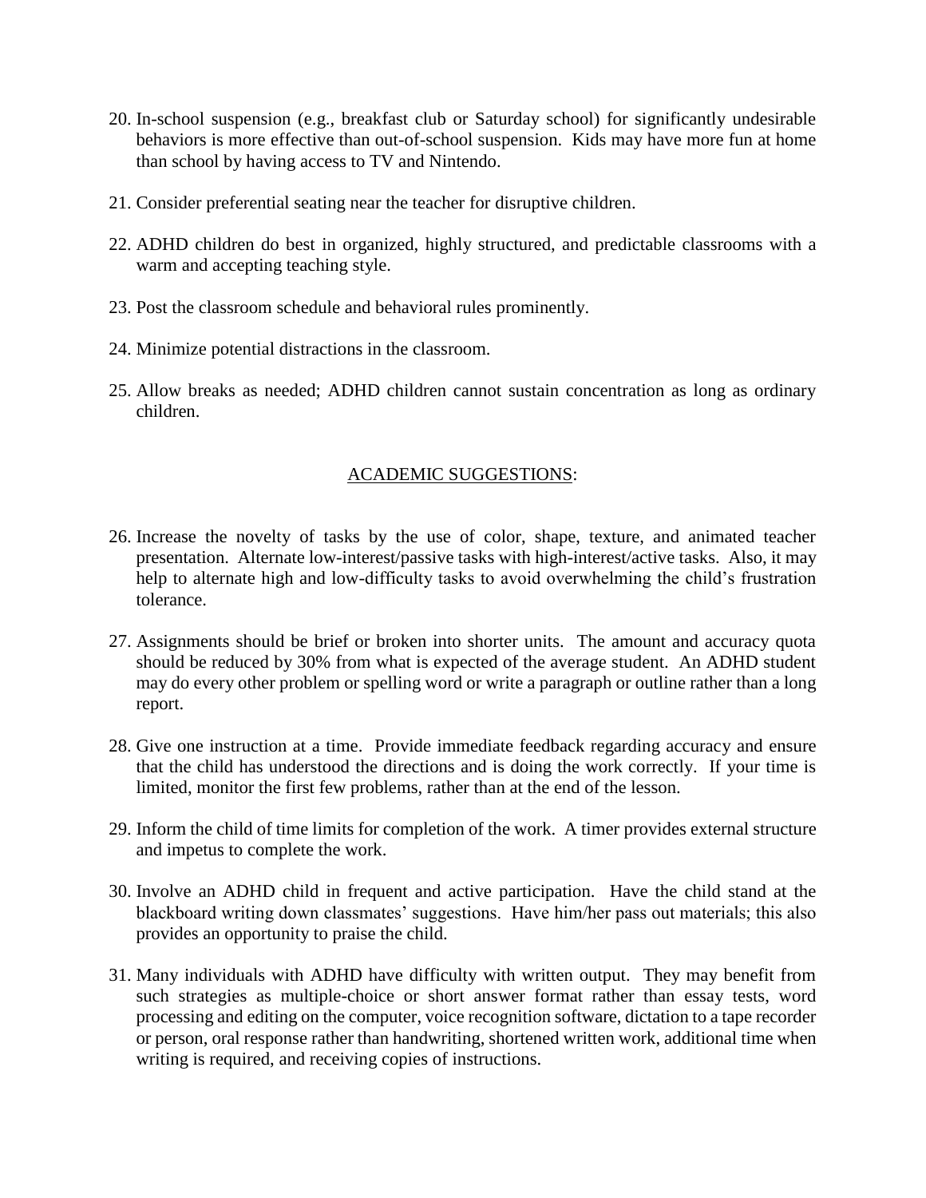20. In-school suspension (e.g., breakfast club or Saturday school) for significantly undesirable behaviors is more effective than out-of-school suspension. Kids may have more fun at home than school by having access to TV and Nintendo.

21. Consider preferential seating near the teacher for disruptive children.

22. ADHD children do best in organized, highly structured, and predictable classrooms with a warm and accepting teaching style.

23. Post the classroom schedule and behavioral rules prominently.

24. Minimize potential distractions in the classroom.

25. Allow breaks as needed; ADHD children cannot sustain concentration as long as ordinary children.

## ACADEMIC SUGGESTIONS:

26. Increase the novelty of tasks by the use of color, shape, texture, and animated teacher presentation. Alternate low-interest/passive tasks with high-interest/active tasks. Also, it may help to alternate high and low-difficulty tasks to avoid overwhelming the child's frustration tolerance.

27. Assignments should be brief or broken into shorter units. The amount and accuracy quota should be reduced by 30% from what is expected of the average student. An ADHD student may do every other problem or spelling word or write a paragraph or outline rather than a long report.

28. Give one instruction at a time. Provide immediate feedback regarding accuracy and ensure that the child has understood the directions and is doing the work correctly. If your time is limited, monitor the first few problems, rather than at the end of the lesson.

29. Inform the child of time limits for completion of the work. A timer provides external structure and impetus to complete the work.

30. Involve an ADHD child in frequent and active participation. Have the child stand at the blackboard writing down classmates' suggestions. Have him/her pass out materials; this also provides an opportunity to praise the child.

31. Many individuals with ADHD have difficulty with written output. They may benefit from such strategies as multiple-choice or short answer format rather than essay tests, word processing and editing on the computer, voice recognition software, dictation to a tape recorder or person, oral response rather than handwriting, shortened written work, additional time when writing is required, and receiving copies of instructions.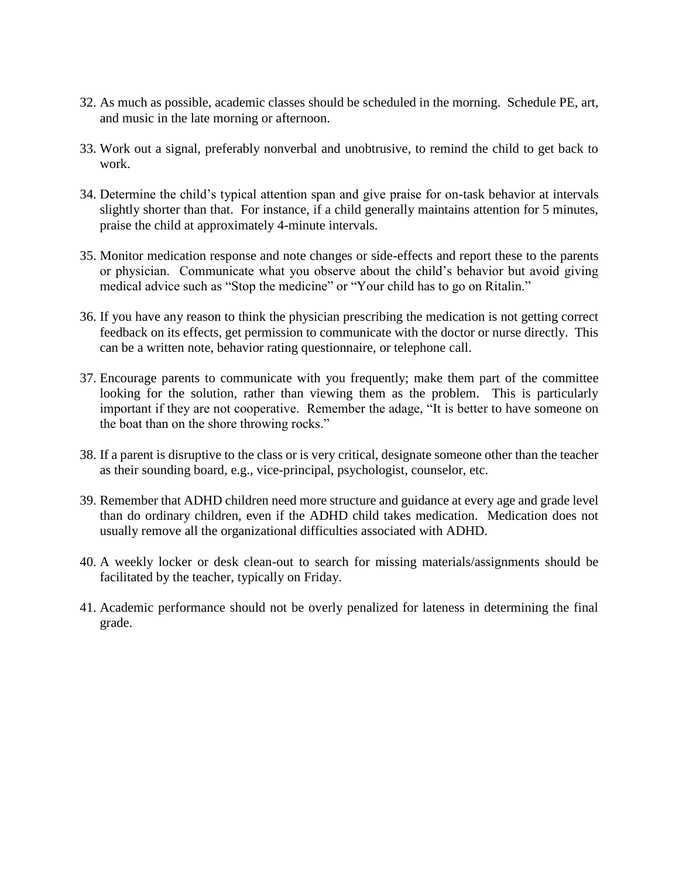32. As much as possible, academic classes should be scheduled in the morning. Schedule PE, art, and music in the late morning or afternoon.

33. Work out a signal, preferably nonverbal and unobtrusive, to remind the child to get back to work.

34. Determine the child's typical attention span and give praise for on-task behavior at intervals slightly shorter than that. For instance, if a child generally maintains attention for 5 minutes, praise the child at approximately 4-minute intervals.

35. Monitor medication response and note changes or side-effects and report these to the parents or physician. Communicate what you observe about the child's behavior but avoid giving medical advice such as "Stop the medicine" or "Your child has to go on Ritalin."

36. If you have any reason to think the physician prescribing the medication is not getting correct feedback on its effects, get permission to communicate with the doctor or nurse directly. This can be a written note, behavior rating questionnaire, or telephone call.

37. Encourage parents to communicate with you frequently; make them part of the committee looking for the solution, rather than viewing them as the problem. This is particularly important if they are not cooperative. Remember the adage, "It is better to have someone on the boat than on the shore throwing rocks."

38. If a parent is disruptive to the class or is very critical, designate someone other than the teacher as their sounding board, e.g., vice-principal, psychologist, counselor, etc.

39. Remember that ADHD children need more structure and guidance at every age and grade level than do ordinary children, even if the ADHD child takes medication. Medication does not usually remove all the organizational difficulties associated with ADHD.

40. A weekly locker or desk clean-out to search for missing materials/assignments should be facilitated by the teacher, typically on Friday.

41. Academic performance should not be overly penalized for lateness in determining the final grade.